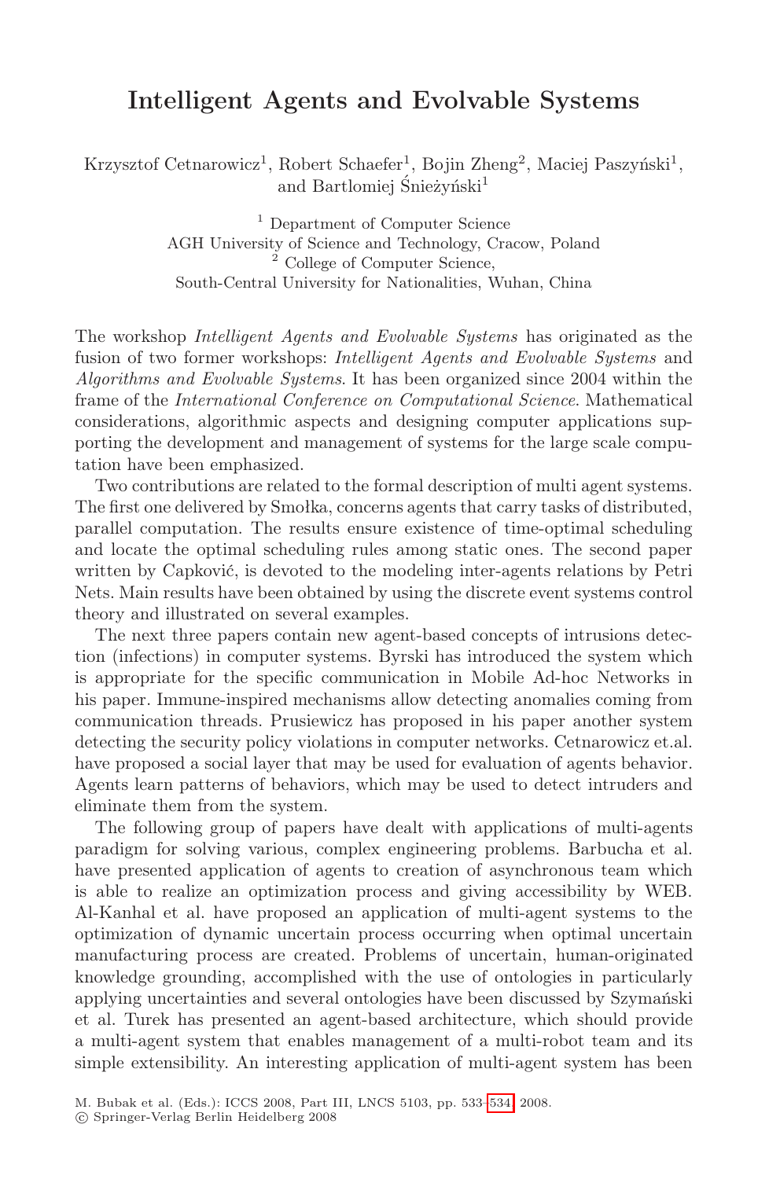# Intelligent Agents and Evolvable Systems

Krzysztof Cetnarowicz[1], Robert Schaefer[1], Bojin Zheng[2], Maciej Paszyński[1], and Bartlomiej Śnieżyński[1]

[1] Department of Computer Science
AGH University of Science and Technology, Cracow, Poland
[2] College of Computer Science,
South-Central University for Nationalities, Wuhan, China

The workshop *Intelligent Agents and Evolvable Systems* has originated as the fusion of two former workshops: *Intelligent Agents and Evolvable Systems* and *Algorithms and Evolvable Systems*. It has been organized since 2004 within the frame of the *International Conference on Computational Science*. Mathematical considerations, algorithmic aspects and designing computer applications supporting the development and management of systems for the large scale computation have been emphasized.

Two contributions are related to the formal description of multi agent systems. The first one delivered by Smołka, concerns agents that carry tasks of distributed, parallel computation. The results ensure existence of time-optimal scheduling and locate the optimal scheduling rules among static ones. The second paper written by Capković, is devoted to the modeling inter-agents relations by Petri Nets. Main results have been obtained by using the discrete event systems control theory and illustrated on several examples.

The next three papers contain new agent-based concepts of intrusions detection (infections) in computer systems. Byrski has introduced the system which is appropriate for the specific communication in Mobile Ad-hoc Networks in his paper. Immune-inspired mechanisms allow detecting anomalies coming from communication threads. Prusiewicz has proposed in his paper another system detecting the security policy violations in computer networks. Cetnarowicz et.al. have proposed a social layer that may be used for evaluation of agents behavior. Agents learn patterns of behaviors, which may be used to detect intruders and eliminate them from the system.

The following group of papers have dealt with applications of multi-agents paradigm for solving various, complex engineering problems. Barbucha et al. have presented application of agents to creation of asynchronous team which is able to realize an optimization process and giving accessibility by WEB. Al-Kanhal et al. have proposed an application of multi-agent systems to the optimization of dynamic uncertain process occurring when optimal uncertain manufacturing process are created. Problems of uncertain, human-originated knowledge grounding, accomplished with the use of ontologies in particularly applying uncertainties and several ontologies have been discussed by Szymański et al. Turek has presented an agent-based architecture, which should provide a multi-agent system that enables management of a multi-robot team and its simple extensibility. An interesting application of multi-agent system has been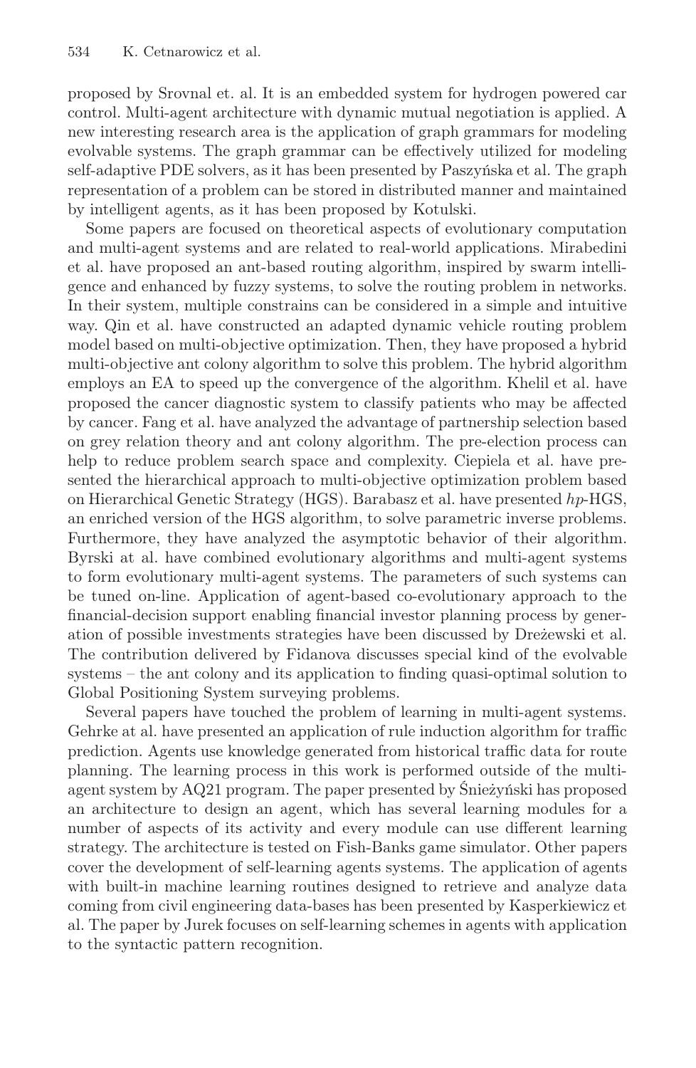proposed by Srovnal et. al. It is an embedded system for hydrogen powered car control. Multi-agent architecture with dynamic mutual negotiation is applied. A new interesting research area is the application of graph grammars for modeling evolvable systems. The graph grammar can be effectively utilized for modeling self-adaptive PDE solvers, as it has been presented by Paszyńska et al. The graph representation of a problem can be stored in distributed manner and maintained by intelligent agents, as it has been proposed by Kotulski.

Some papers are focused on theoretical aspects of evolutionary computation and multi-agent systems and are related to real-world applications. Mirabedini et al. have proposed an ant-based routing algorithm, inspired by swarm intelligence and enhanced by fuzzy systems, to solve the routing problem in networks. In their system, multiple constrains can be considered in a simple and intuitive way. Qin et al. have constructed an adapted dynamic vehicle routing problem model based on multi-objective optimization. Then, they have proposed a hybrid multi-objective ant colony algorithm to solve this problem. The hybrid algorithm employs an EA to speed up the convergence of the algorithm. Khelil et al. have proposed the cancer diagnostic system to classify patients who may be affected by cancer. Fang et al. have analyzed the advantage of partnership selection based on grey relation theory and ant colony algorithm. The pre-election process can help to reduce problem search space and complexity. Ciepiela et al. have presented the hierarchical approach to multi-objective optimization problem based on Hierarchical Genetic Strategy (HGS). Barabasz et al. have presented *hp*-HGS, an enriched version of the HGS algorithm, to solve parametric inverse problems. Furthermore, they have analyzed the asymptotic behavior of their algorithm. Byrski at al. have combined evolutionary algorithms and multi-agent systems to form evolutionary multi-agent systems. The parameters of such systems can be tuned on-line. Application of agent-based co-evolutionary approach to the financial-decision support enabling financial investor planning process by generation of possible investments strategies have been discussed by Dreżewski et al. The contribution delivered by Fidanova discusses special kind of the evolvable systems – the ant colony and its application to finding quasi-optimal solution to Global Positioning System surveying problems.

Several papers have touched the problem of learning in multi-agent systems. Gehrke at al. have presented an application of rule induction algorithm for traffic prediction. Agents use knowledge generated from historical traffic data for route planning. The learning process in this work is performed outside of the multi-agent system by AQ21 program. The paper presented by Śnieżyński has proposed an architecture to design an agent, which has several learning modules for a number of aspects of its activity and every module can use different learning strategy. The architecture is tested on Fish-Banks game simulator. Other papers cover the development of self-learning agents systems. The application of agents with built-in machine learning routines designed to retrieve and analyze data coming from civil engineering data-bases has been presented by Kasperkiewicz et al. The paper by Jurek focuses on self-learning schemes in agents with application to the syntactic pattern recognition.